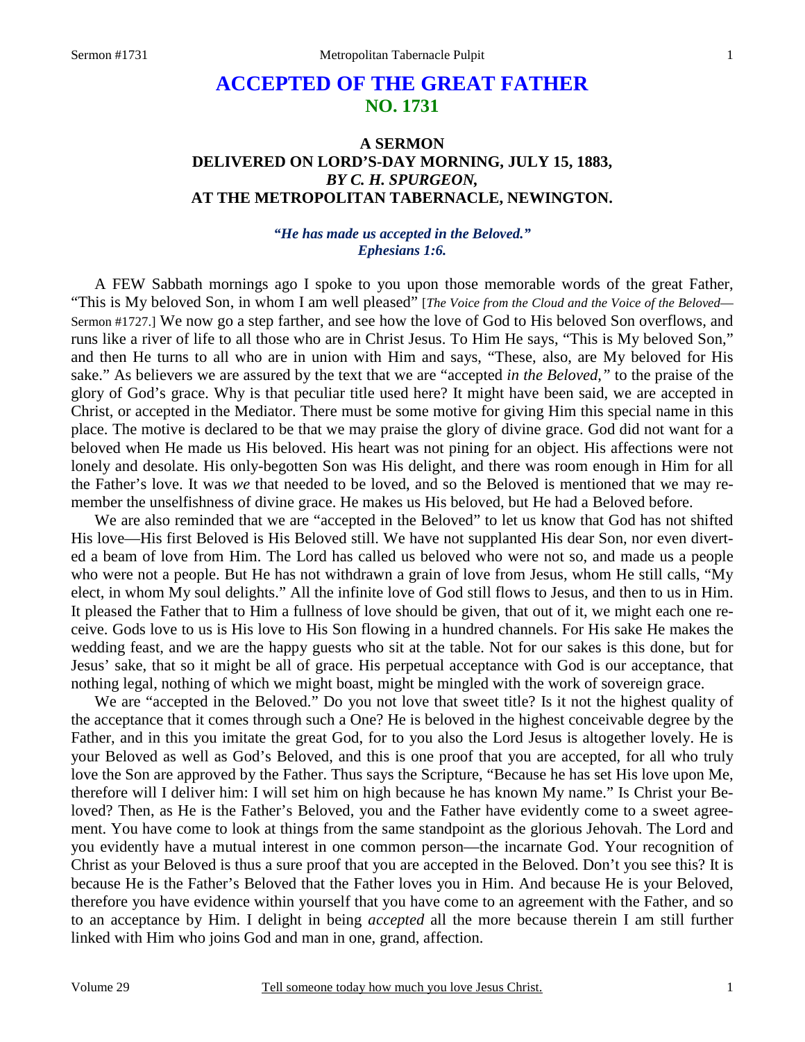# ACCEPTED OF THE GREAT FATHER
## NO. 1731

### A SERMON
### DELIVERED ON LORD'S-DAY MORNING, JULY 15, 1883,
### *BY C. H. SPURGEON,*
### AT THE METROPOLITAN TABERNACLE, NEWINGTON.

***"He has made us accepted in the Beloved."***
***Ephesians 1:6.***

A FEW Sabbath mornings ago I spoke to you upon those memorable words of the great Father, "This is My beloved Son, in whom I am well pleased" [*The Voice from the Cloud and the Voice of the Beloved*—Sermon #1727.] We now go a step farther, and see how the love of God to His beloved Son overflows, and runs like a river of life to all those who are in Christ Jesus. To Him He says, "This is My beloved Son," and then He turns to all who are in union with Him and says, "These, also, are My beloved for His sake." As believers we are assured by the text that we are "accepted *in the Beloved,"* to the praise of the glory of God's grace. Why is that peculiar title used here? It might have been said, we are accepted in Christ, or accepted in the Mediator. There must be some motive for giving Him this special name in this place. The motive is declared to be that we may praise the glory of divine grace. God did not want for a beloved when He made us His beloved. His heart was not pining for an object. His affections were not lonely and desolate. His only-begotten Son was His delight, and there was room enough in Him for all the Father's love. It was *we* that needed to be loved, and so the Beloved is mentioned that we may remember the unselfishness of divine grace. He makes us His beloved, but He had a Beloved before.

We are also reminded that we are "accepted in the Beloved" to let us know that God has not shifted His love—His first Beloved is His Beloved still. We have not supplanted His dear Son, nor even diverted a beam of love from Him. The Lord has called us beloved who were not so, and made us a people who were not a people. But He has not withdrawn a grain of love from Jesus, whom He still calls, "My elect, in whom My soul delights." All the infinite love of God still flows to Jesus, and then to us in Him. It pleased the Father that to Him a fullness of love should be given, that out of it, we might each one receive. Gods love to us is His love to His Son flowing in a hundred channels. For His sake He makes the wedding feast, and we are the happy guests who sit at the table. Not for our sakes is this done, but for Jesus' sake, that so it might be all of grace. His perpetual acceptance with God is our acceptance, that nothing legal, nothing of which we might boast, might be mingled with the work of sovereign grace.

We are "accepted in the Beloved." Do you not love that sweet title? Is it not the highest quality of the acceptance that it comes through such a One? He is beloved in the highest conceivable degree by the Father, and in this you imitate the great God, for to you also the Lord Jesus is altogether lovely. He is your Beloved as well as God's Beloved, and this is one proof that you are accepted, for all who truly love the Son are approved by the Father. Thus says the Scripture, "Because he has set His love upon Me, therefore will I deliver him: I will set him on high because he has known My name." Is Christ your Beloved? Then, as He is the Father's Beloved, you and the Father have evidently come to a sweet agreement. You have come to look at things from the same standpoint as the glorious Jehovah. The Lord and you evidently have a mutual interest in one common person—the incarnate God. Your recognition of Christ as your Beloved is thus a sure proof that you are accepted in the Beloved. Don't you see this? It is because He is the Father's Beloved that the Father loves you in Him. And because He is your Beloved, therefore you have evidence within yourself that you have come to an agreement with the Father, and so to an acceptance by Him. I delight in being *accepted* all the more because therein I am still further linked with Him who joins God and man in one, grand, affection.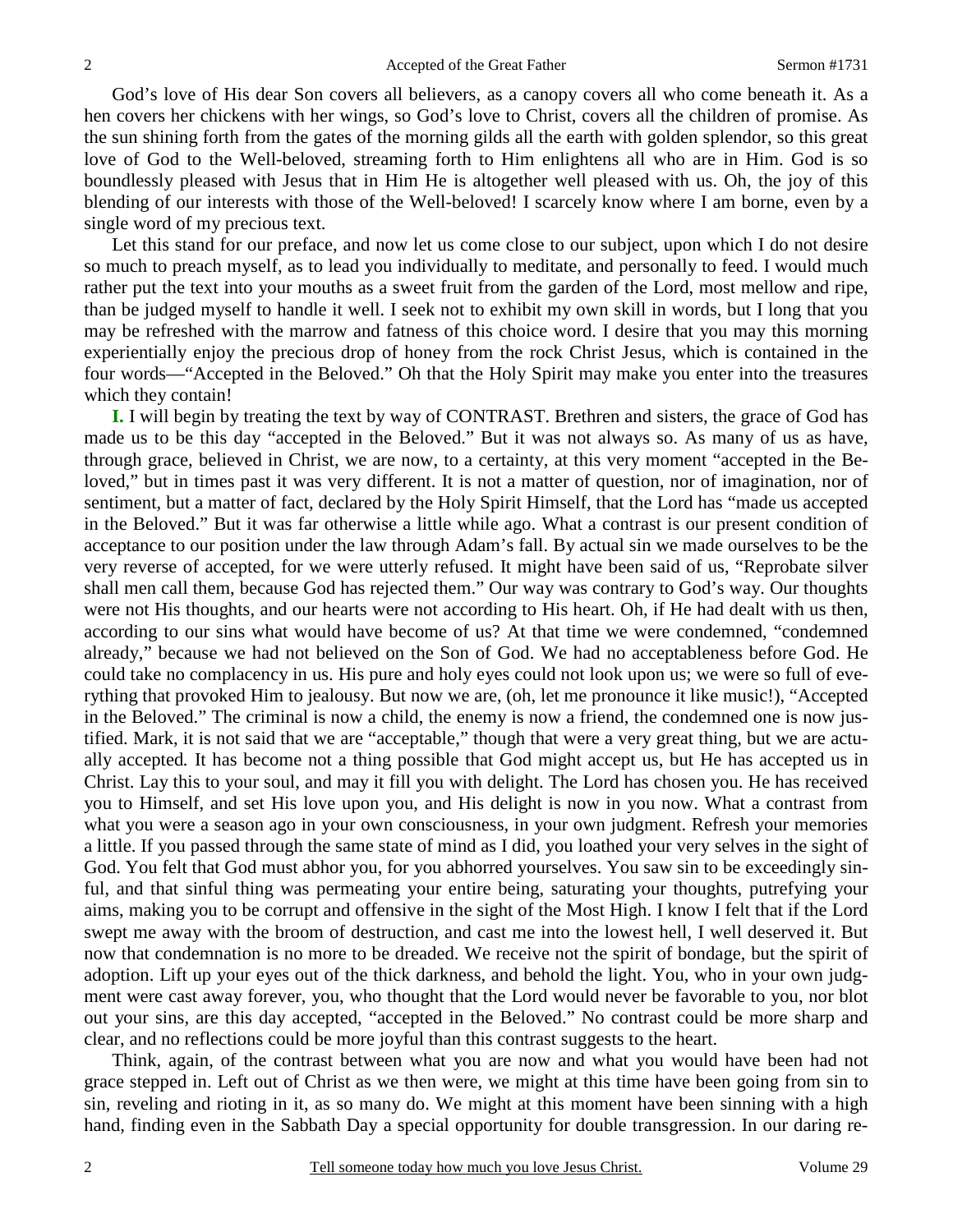God's love of His dear Son covers all believers, as a canopy covers all who come beneath it. As a hen covers her chickens with her wings, so God's love to Christ, covers all the children of promise. As the sun shining forth from the gates of the morning gilds all the earth with golden splendor, so this great love of God to the Well-beloved, streaming forth to Him enlightens all who are in Him. God is so boundlessly pleased with Jesus that in Him He is altogether well pleased with us. Oh, the joy of this blending of our interests with those of the Well-beloved! I scarcely know where I am borne, even by a single word of my precious text.

Let this stand for our preface, and now let us come close to our subject, upon which I do not desire so much to preach myself, as to lead you individually to meditate, and personally to feed. I would much rather put the text into your mouths as a sweet fruit from the garden of the Lord, most mellow and ripe, than be judged myself to handle it well. I seek not to exhibit my own skill in words, but I long that you may be refreshed with the marrow and fatness of this choice word. I desire that you may this morning experientially enjoy the precious drop of honey from the rock Christ Jesus, which is contained in the four words—"Accepted in the Beloved." Oh that the Holy Spirit may make you enter into the treasures which they contain!

**I.** I will begin by treating the text by way of CONTRAST. Brethren and sisters, the grace of God has made us to be this day "accepted in the Beloved." But it was not always so. As many of us as have, through grace, believed in Christ, we are now, to a certainty, at this very moment "accepted in the Beloved," but in times past it was very different. It is not a matter of question, nor of imagination, nor of sentiment, but a matter of fact, declared by the Holy Spirit Himself, that the Lord has "made us accepted in the Beloved." But it was far otherwise a little while ago. What a contrast is our present condition of acceptance to our position under the law through Adam's fall. By actual sin we made ourselves to be the very reverse of accepted, for we were utterly refused. It might have been said of us, "Reprobate silver shall men call them, because God has rejected them." Our way was contrary to God's way. Our thoughts were not His thoughts, and our hearts were not according to His heart. Oh, if He had dealt with us then, according to our sins what would have become of us? At that time we were condemned, "condemned already," because we had not believed on the Son of God. We had no acceptableness before God. He could take no complacency in us. His pure and holy eyes could not look upon us; we were so full of everything that provoked Him to jealousy. But now we are, (oh, let me pronounce it like music!), "Accepted in the Beloved." The criminal is now a child, the enemy is now a friend, the condemned one is now justified. Mark, it is not said that we are "acceptable," though that were a very great thing, but we are actually accepted*.* It has become not a thing possible that God might accept us, but He has accepted us in Christ. Lay this to your soul, and may it fill you with delight. The Lord has chosen you. He has received you to Himself, and set His love upon you, and His delight is now in you now. What a contrast from what you were a season ago in your own consciousness, in your own judgment. Refresh your memories a little. If you passed through the same state of mind as I did, you loathed your very selves in the sight of God. You felt that God must abhor you, for you abhorred yourselves. You saw sin to be exceedingly sinful, and that sinful thing was permeating your entire being, saturating your thoughts, putrefying your aims, making you to be corrupt and offensive in the sight of the Most High. I know I felt that if the Lord swept me away with the broom of destruction, and cast me into the lowest hell, I well deserved it. But now that condemnation is no more to be dreaded. We receive not the spirit of bondage, but the spirit of adoption. Lift up your eyes out of the thick darkness, and behold the light. You, who in your own judgment were cast away forever, you, who thought that the Lord would never be favorable to you, nor blot out your sins, are this day accepted, "accepted in the Beloved." No contrast could be more sharp and clear, and no reflections could be more joyful than this contrast suggests to the heart.

Think, again, of the contrast between what you are now and what you would have been had not grace stepped in. Left out of Christ as we then were, we might at this time have been going from sin to sin, reveling and rioting in it, as so many do. We might at this moment have been sinning with a high hand, finding even in the Sabbath Day a special opportunity for double transgression. In our daring re-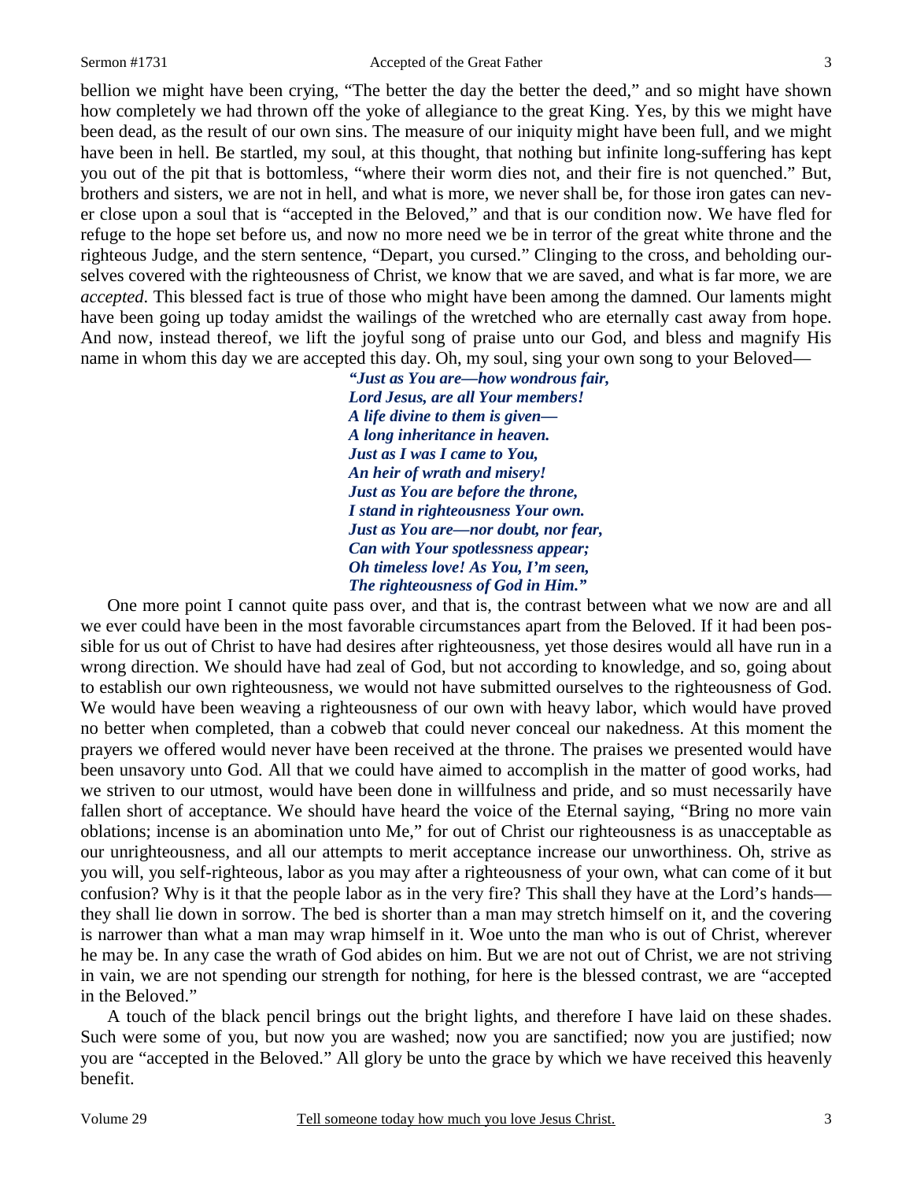bellion we might have been crying, "The better the day the better the deed," and so might have shown how completely we had thrown off the yoke of allegiance to the great King. Yes, by this we might have been dead, as the result of our own sins. The measure of our iniquity might have been full, and we might have been in hell. Be startled, my soul, at this thought, that nothing but infinite long-suffering has kept you out of the pit that is bottomless, "where their worm dies not, and their fire is not quenched." But, brothers and sisters, we are not in hell, and what is more, we never shall be, for those iron gates can never close upon a soul that is "accepted in the Beloved," and that is our condition now. We have fled for refuge to the hope set before us, and now no more need we be in terror of the great white throne and the righteous Judge, and the stern sentence, "Depart, you cursed." Clinging to the cross, and beholding ourselves covered with the righteousness of Christ, we know that we are saved, and what is far more, we are *accepted*. This blessed fact is true of those who might have been among the damned. Our laments might have been going up today amidst the wailings of the wretched who are eternally cast away from hope. And now, instead thereof, we lift the joyful song of praise unto our God, and bless and magnify His name in whom this day we are accepted this day. Oh, my soul, sing your own song to your Beloved—

> ***"Just as You are—how wondrous fair,***
> ***Lord Jesus, are all Your members!***
> ***A life divine to them is given—***
> ***A long inheritance in heaven.***
> ***Just as I was I came to You,***
> ***An heir of wrath and misery!***
> ***Just as You are before the throne,***
> ***I stand in righteousness Your own.***
> ***Just as You are—nor doubt, nor fear,***
> ***Can with Your spotlessness appear;***
> ***Oh timeless love! As You, I'm seen,***
> ***The righteousness of God in Him."***

One more point I cannot quite pass over, and that is, the contrast between what we now are and all we ever could have been in the most favorable circumstances apart from the Beloved. If it had been possible for us out of Christ to have had desires after righteousness, yet those desires would all have run in a wrong direction. We should have had zeal of God, but not according to knowledge, and so, going about to establish our own righteousness, we would not have submitted ourselves to the righteousness of God. We would have been weaving a righteousness of our own with heavy labor, which would have proved no better when completed, than a cobweb that could never conceal our nakedness. At this moment the prayers we offered would never have been received at the throne. The praises we presented would have been unsavory unto God. All that we could have aimed to accomplish in the matter of good works, had we striven to our utmost, would have been done in willfulness and pride, and so must necessarily have fallen short of acceptance. We should have heard the voice of the Eternal saying, "Bring no more vain oblations; incense is an abomination unto Me," for out of Christ our righteousness is as unacceptable as our unrighteousness, and all our attempts to merit acceptance increase our unworthiness. Oh, strive as you will, you self-righteous, labor as you may after a righteousness of your own, what can come of it but confusion? Why is it that the people labor as in the very fire? This shall they have at the Lord's hands—they shall lie down in sorrow. The bed is shorter than a man may stretch himself on it, and the covering is narrower than what a man may wrap himself in it. Woe unto the man who is out of Christ, wherever he may be. In any case the wrath of God abides on him. But we are not out of Christ, we are not striving in vain, we are not spending our strength for nothing, for here is the blessed contrast, we are "accepted in the Beloved."

A touch of the black pencil brings out the bright lights, and therefore I have laid on these shades. Such were some of you, but now you are washed; now you are sanctified; now you are justified; now you are "accepted in the Beloved." All glory be unto the grace by which we have received this heavenly benefit.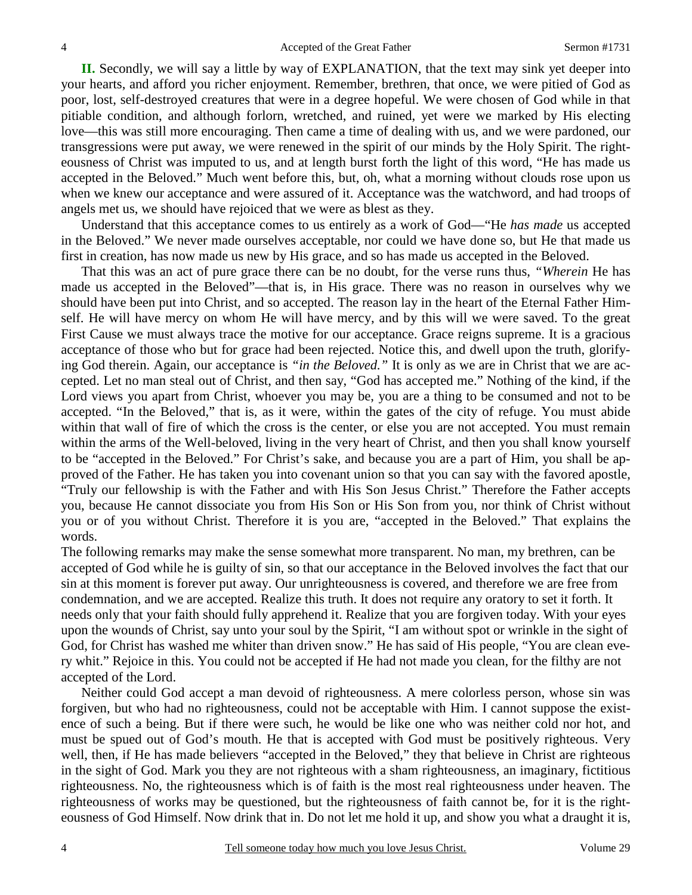**II.** Secondly, we will say a little by way of EXPLANATION, that the text may sink yet deeper into your hearts, and afford you richer enjoyment. Remember, brethren, that once, we were pitied of God as poor, lost, self-destroyed creatures that were in a degree hopeful. We were chosen of God while in that pitiable condition, and although forlorn, wretched, and ruined, yet were we marked by His electing love—this was still more encouraging. Then came a time of dealing with us, and we were pardoned, our transgressions were put away, we were renewed in the spirit of our minds by the Holy Spirit. The righteousness of Christ was imputed to us, and at length burst forth the light of this word, "He has made us accepted in the Beloved." Much went before this, but, oh, what a morning without clouds rose upon us when we knew our acceptance and were assured of it. Acceptance was the watchword, and had troops of angels met us, we should have rejoiced that we were as blest as they.

Understand that this acceptance comes to us entirely as a work of God—"He *has made* us accepted in the Beloved." We never made ourselves acceptable, nor could we have done so, but He that made us first in creation, has now made us new by His grace, and so has made us accepted in the Beloved.

That this was an act of pure grace there can be no doubt, for the verse runs thus, *"Wherein* He has made us accepted in the Beloved"—that is, in His grace. There was no reason in ourselves why we should have been put into Christ, and so accepted. The reason lay in the heart of the Eternal Father Himself. He will have mercy on whom He will have mercy, and by this will we were saved. To the great First Cause we must always trace the motive for our acceptance. Grace reigns supreme. It is a gracious acceptance of those who but for grace had been rejected. Notice this, and dwell upon the truth, glorifying God therein. Again, our acceptance is *"in the Beloved."* It is only as we are in Christ that we are accepted. Let no man steal out of Christ, and then say, "God has accepted me." Nothing of the kind, if the Lord views you apart from Christ, whoever you may be, you are a thing to be consumed and not to be accepted. "In the Beloved," that is, as it were, within the gates of the city of refuge. You must abide within that wall of fire of which the cross is the center, or else you are not accepted. You must remain within the arms of the Well-beloved, living in the very heart of Christ, and then you shall know yourself to be "accepted in the Beloved." For Christ's sake, and because you are a part of Him, you shall be approved of the Father. He has taken you into covenant union so that you can say with the favored apostle, "Truly our fellowship is with the Father and with His Son Jesus Christ." Therefore the Father accepts you, because He cannot dissociate you from His Son or His Son from you, nor think of Christ without you or of you without Christ. Therefore it is you are, "accepted in the Beloved." That explains the words.

The following remarks may make the sense somewhat more transparent. No man, my brethren, can be accepted of God while he is guilty of sin, so that our acceptance in the Beloved involves the fact that our sin at this moment is forever put away. Our unrighteousness is covered, and therefore we are free from condemnation, and we are accepted. Realize this truth. It does not require any oratory to set it forth. It needs only that your faith should fully apprehend it. Realize that you are forgiven today. With your eyes upon the wounds of Christ, say unto your soul by the Spirit, "I am without spot or wrinkle in the sight of God, for Christ has washed me whiter than driven snow." He has said of His people, "You are clean every whit." Rejoice in this. You could not be accepted if He had not made you clean, for the filthy are not accepted of the Lord.

Neither could God accept a man devoid of righteousness. A mere colorless person, whose sin was forgiven, but who had no righteousness, could not be acceptable with Him. I cannot suppose the existence of such a being. But if there were such, he would be like one who was neither cold nor hot, and must be spued out of God's mouth. He that is accepted with God must be positively righteous. Very well, then, if He has made believers "accepted in the Beloved," they that believe in Christ are righteous in the sight of God. Mark you they are not righteous with a sham righteousness, an imaginary, fictitious righteousness. No, the righteousness which is of faith is the most real righteousness under heaven. The righteousness of works may be questioned, but the righteousness of faith cannot be, for it is the righteousness of God Himself. Now drink that in. Do not let me hold it up, and show you what a draught it is,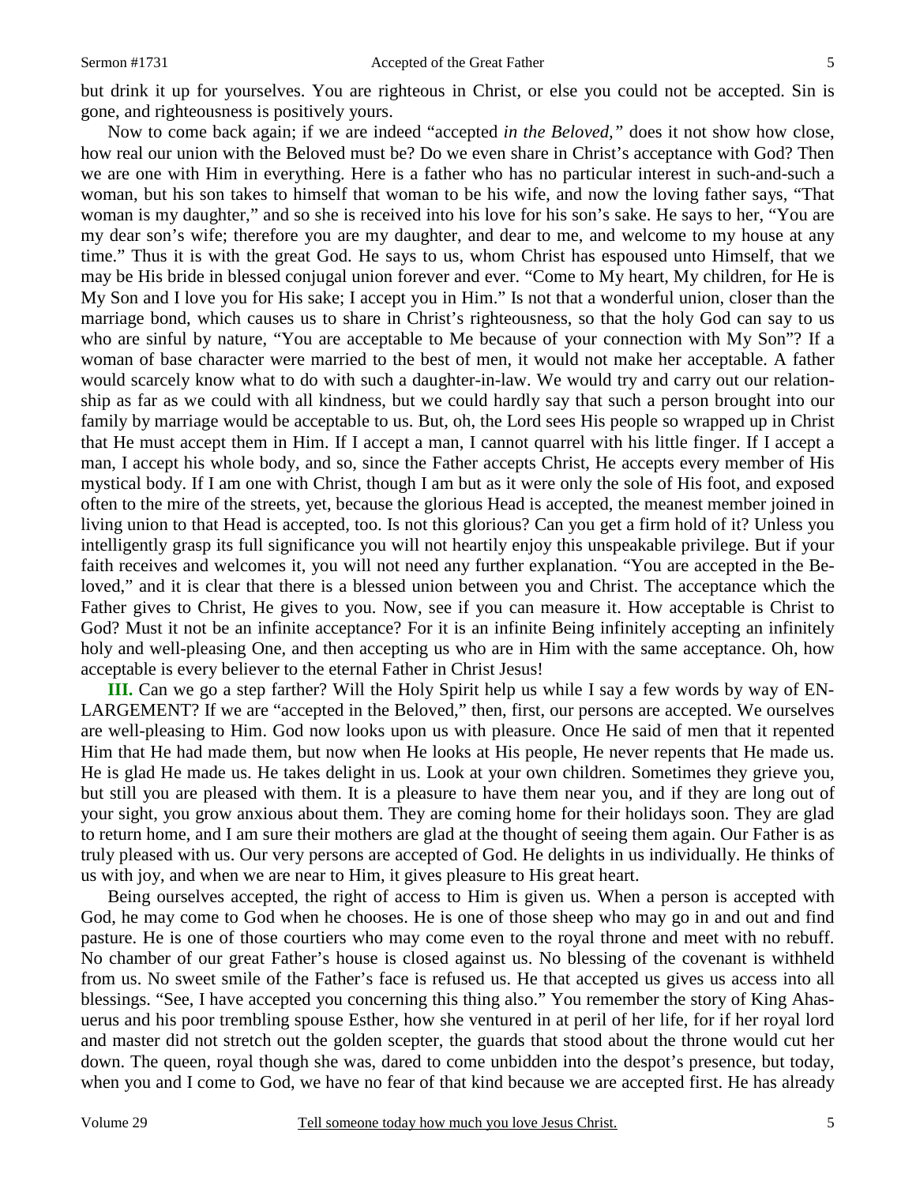but drink it up for yourselves. You are righteous in Christ, or else you could not be accepted. Sin is gone, and righteousness is positively yours.

Now to come back again; if we are indeed "accepted *in the Beloved,"* does it not show how close, how real our union with the Beloved must be? Do we even share in Christ's acceptance with God? Then we are one with Him in everything. Here is a father who has no particular interest in such-and-such a woman, but his son takes to himself that woman to be his wife, and now the loving father says, "That woman is my daughter," and so she is received into his love for his son's sake. He says to her, "You are my dear son's wife; therefore you are my daughter, and dear to me, and welcome to my house at any time." Thus it is with the great God. He says to us, whom Christ has espoused unto Himself, that we may be His bride in blessed conjugal union forever and ever. "Come to My heart, My children, for He is My Son and I love you for His sake; I accept you in Him." Is not that a wonderful union, closer than the marriage bond, which causes us to share in Christ's righteousness, so that the holy God can say to us who are sinful by nature, "You are acceptable to Me because of your connection with My Son"? If a woman of base character were married to the best of men, it would not make her acceptable. A father would scarcely know what to do with such a daughter-in-law. We would try and carry out our relationship as far as we could with all kindness, but we could hardly say that such a person brought into our family by marriage would be acceptable to us. But, oh, the Lord sees His people so wrapped up in Christ that He must accept them in Him. If I accept a man, I cannot quarrel with his little finger. If I accept a man, I accept his whole body, and so, since the Father accepts Christ, He accepts every member of His mystical body. If I am one with Christ, though I am but as it were only the sole of His foot, and exposed often to the mire of the streets, yet, because the glorious Head is accepted, the meanest member joined in living union to that Head is accepted, too. Is not this glorious? Can you get a firm hold of it? Unless you intelligently grasp its full significance you will not heartily enjoy this unspeakable privilege. But if your faith receives and welcomes it, you will not need any further explanation. "You are accepted in the Beloved," and it is clear that there is a blessed union between you and Christ. The acceptance which the Father gives to Christ, He gives to you. Now, see if you can measure it. How acceptable is Christ to God? Must it not be an infinite acceptance? For it is an infinite Being infinitely accepting an infinitely holy and well-pleasing One, and then accepting us who are in Him with the same acceptance. Oh, how acceptable is every believer to the eternal Father in Christ Jesus!

**III.** Can we go a step farther? Will the Holy Spirit help us while I say a few words by way of ENLARGEMENT? If we are "accepted in the Beloved," then, first, our persons are accepted. We ourselves are well-pleasing to Him. God now looks upon us with pleasure. Once He said of men that it repented Him that He had made them, but now when He looks at His people, He never repents that He made us. He is glad He made us. He takes delight in us. Look at your own children. Sometimes they grieve you, but still you are pleased with them. It is a pleasure to have them near you, and if they are long out of your sight, you grow anxious about them. They are coming home for their holidays soon. They are glad to return home, and I am sure their mothers are glad at the thought of seeing them again. Our Father is as truly pleased with us. Our very persons are accepted of God. He delights in us individually. He thinks of us with joy, and when we are near to Him, it gives pleasure to His great heart.

Being ourselves accepted, the right of access to Him is given us. When a person is accepted with God, he may come to God when he chooses. He is one of those sheep who may go in and out and find pasture. He is one of those courtiers who may come even to the royal throne and meet with no rebuff. No chamber of our great Father's house is closed against us. No blessing of the covenant is withheld from us. No sweet smile of the Father's face is refused us. He that accepted us gives us access into all blessings. "See, I have accepted you concerning this thing also." You remember the story of King Ahasuerus and his poor trembling spouse Esther, how she ventured in at peril of her life, for if her royal lord and master did not stretch out the golden scepter, the guards that stood about the throne would cut her down. The queen, royal though she was, dared to come unbidden into the despot's presence, but today, when you and I come to God, we have no fear of that kind because we are accepted first. He has already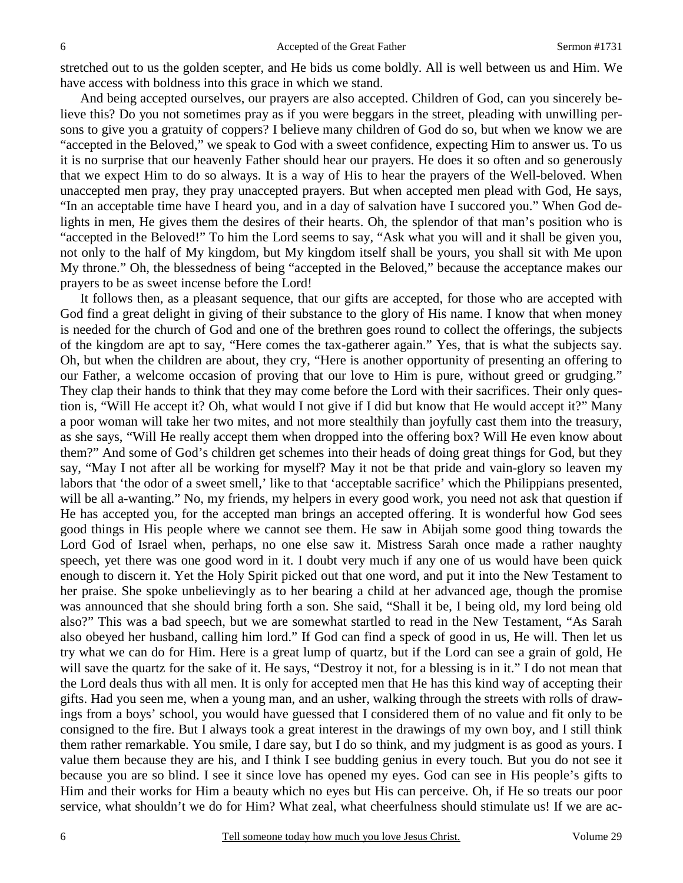stretched out to us the golden scepter, and He bids us come boldly. All is well between us and Him. We have access with boldness into this grace in which we stand.

And being accepted ourselves, our prayers are also accepted. Children of God, can you sincerely believe this? Do you not sometimes pray as if you were beggars in the street, pleading with unwilling persons to give you a gratuity of coppers? I believe many children of God do so, but when we know we are "accepted in the Beloved," we speak to God with a sweet confidence, expecting Him to answer us. To us it is no surprise that our heavenly Father should hear our prayers. He does it so often and so generously that we expect Him to do so always. It is a way of His to hear the prayers of the Well-beloved. When unaccepted men pray, they pray unaccepted prayers. But when accepted men plead with God, He says, "In an acceptable time have I heard you, and in a day of salvation have I succored you." When God delights in men, He gives them the desires of their hearts. Oh, the splendor of that man's position who is "accepted in the Beloved!" To him the Lord seems to say, "Ask what you will and it shall be given you, not only to the half of My kingdom, but My kingdom itself shall be yours, you shall sit with Me upon My throne." Oh, the blessedness of being "accepted in the Beloved," because the acceptance makes our prayers to be as sweet incense before the Lord!

It follows then, as a pleasant sequence, that our gifts are accepted, for those who are accepted with God find a great delight in giving of their substance to the glory of His name. I know that when money is needed for the church of God and one of the brethren goes round to collect the offerings, the subjects of the kingdom are apt to say, "Here comes the tax-gatherer again." Yes, that is what the subjects say. Oh, but when the children are about, they cry, "Here is another opportunity of presenting an offering to our Father, a welcome occasion of proving that our love to Him is pure, without greed or grudging." They clap their hands to think that they may come before the Lord with their sacrifices. Their only question is, "Will He accept it? Oh, what would I not give if I did but know that He would accept it?" Many a poor woman will take her two mites, and not more stealthily than joyfully cast them into the treasury, as she says, "Will He really accept them when dropped into the offering box? Will He even know about them?" And some of God's children get schemes into their heads of doing great things for God, but they say, "May I not after all be working for myself? May it not be that pride and vain-glory so leaven my labors that 'the odor of a sweet smell,' like to that 'acceptable sacrifice' which the Philippians presented, will be all a-wanting." No, my friends, my helpers in every good work, you need not ask that question if He has accepted you, for the accepted man brings an accepted offering. It is wonderful how God sees good things in His people where we cannot see them. He saw in Abijah some good thing towards the Lord God of Israel when, perhaps, no one else saw it. Mistress Sarah once made a rather naughty speech, yet there was one good word in it. I doubt very much if any one of us would have been quick enough to discern it. Yet the Holy Spirit picked out that one word, and put it into the New Testament to her praise. She spoke unbelievingly as to her bearing a child at her advanced age, though the promise was announced that she should bring forth a son. She said, "Shall it be, I being old, my lord being old also?" This was a bad speech, but we are somewhat startled to read in the New Testament, "As Sarah also obeyed her husband, calling him lord." If God can find a speck of good in us, He will. Then let us try what we can do for Him. Here is a great lump of quartz, but if the Lord can see a grain of gold, He will save the quartz for the sake of it. He says, "Destroy it not, for a blessing is in it." I do not mean that the Lord deals thus with all men. It is only for accepted men that He has this kind way of accepting their gifts. Had you seen me, when a young man, and an usher, walking through the streets with rolls of drawings from a boys' school, you would have guessed that I considered them of no value and fit only to be consigned to the fire. But I always took a great interest in the drawings of my own boy, and I still think them rather remarkable. You smile, I dare say, but I do so think, and my judgment is as good as yours. I value them because they are his, and I think I see budding genius in every touch. But you do not see it because you are so blind. I see it since love has opened my eyes. God can see in His people's gifts to Him and their works for Him a beauty which no eyes but His can perceive. Oh, if He so treats our poor service, what shouldn't we do for Him? What zeal, what cheerfulness should stimulate us! If we are ac-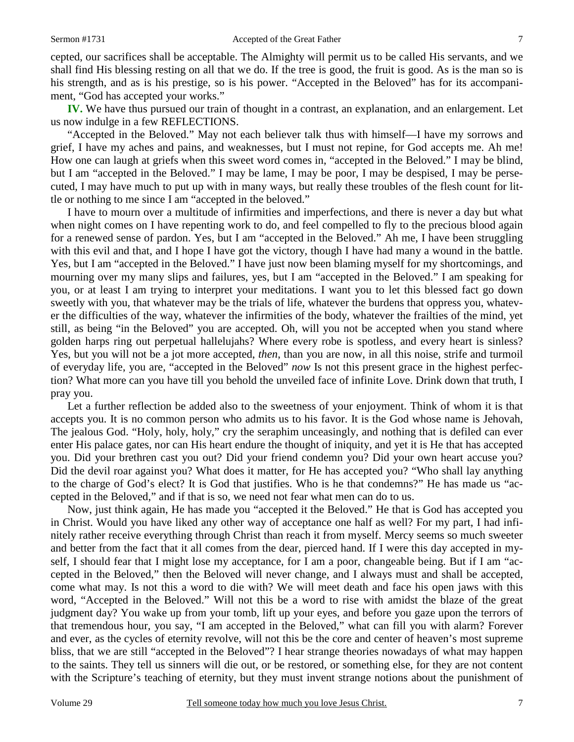cepted, our sacrifices shall be acceptable. The Almighty will permit us to be called His servants, and we shall find His blessing resting on all that we do. If the tree is good, the fruit is good. As is the man so is his strength, and as is his prestige, so is his power. "Accepted in the Beloved" has for its accompaniment, "God has accepted your works."

**IV.** We have thus pursued our train of thought in a contrast, an explanation, and an enlargement. Let us now indulge in a few REFLECTIONS.

"Accepted in the Beloved." May not each believer talk thus with himself—I have my sorrows and grief, I have my aches and pains, and weaknesses, but I must not repine, for God accepts me. Ah me! How one can laugh at griefs when this sweet word comes in, "accepted in the Beloved." I may be blind, but I am "accepted in the Beloved." I may be lame, I may be poor, I may be despised, I may be persecuted, I may have much to put up with in many ways, but really these troubles of the flesh count for little or nothing to me since I am "accepted in the beloved."

I have to mourn over a multitude of infirmities and imperfections, and there is never a day but what when night comes on I have repenting work to do, and feel compelled to fly to the precious blood again for a renewed sense of pardon. Yes, but I am "accepted in the Beloved." Ah me, I have been struggling with this evil and that, and I hope I have got the victory, though I have had many a wound in the battle. Yes, but I am "accepted in the Beloved." I have just now been blaming myself for my shortcomings, and mourning over my many slips and failures, yes, but I am "accepted in the Beloved." I am speaking for you, or at least I am trying to interpret your meditations. I want you to let this blessed fact go down sweetly with you, that whatever may be the trials of life, whatever the burdens that oppress you, whatever the difficulties of the way, whatever the infirmities of the body, whatever the frailties of the mind, yet still, as being "in the Beloved" you are accepted. Oh, will you not be accepted when you stand where golden harps ring out perpetual hallelujahs? Where every robe is spotless, and every heart is sinless? Yes, but you will not be a jot more accepted, *then*, than you are now, in all this noise, strife and turmoil of everyday life, you are, "accepted in the Beloved" *now* Is not this present grace in the highest perfection? What more can you have till you behold the unveiled face of infinite Love. Drink down that truth, I pray you.

Let a further reflection be added also to the sweetness of your enjoyment. Think of whom it is that accepts you. It is no common person who admits us to his favor. It is the God whose name is Jehovah, The jealous God. "Holy, holy, holy," cry the seraphim unceasingly, and nothing that is defiled can ever enter His palace gates, nor can His heart endure the thought of iniquity, and yet it is He that has accepted you. Did your brethren cast you out? Did your friend condemn you? Did your own heart accuse you? Did the devil roar against you? What does it matter, for He has accepted you? "Who shall lay anything to the charge of God's elect? It is God that justifies. Who is he that condemns?" He has made us "accepted in the Beloved," and if that is so, we need not fear what men can do to us.

Now, just think again, He has made you "accepted it the Beloved." He that is God has accepted you in Christ. Would you have liked any other way of acceptance one half as well? For my part, I had infinitely rather receive everything through Christ than reach it from myself. Mercy seems so much sweeter and better from the fact that it all comes from the dear, pierced hand. If I were this day accepted in myself, I should fear that I might lose my acceptance, for I am a poor, changeable being. But if I am "accepted in the Beloved," then the Beloved will never change, and I always must and shall be accepted, come what may. Is not this a word to die with? We will meet death and face his open jaws with this word, "Accepted in the Beloved." Will not this be a word to rise with amidst the blaze of the great judgment day? You wake up from your tomb, lift up your eyes, and before you gaze upon the terrors of that tremendous hour, you say, "I am accepted in the Beloved," what can fill you with alarm? Forever and ever, as the cycles of eternity revolve, will not this be the core and center of heaven's most supreme bliss, that we are still "accepted in the Beloved"? I hear strange theories nowadays of what may happen to the saints. They tell us sinners will die out, or be restored, or something else, for they are not content with the Scripture's teaching of eternity, but they must invent strange notions about the punishment of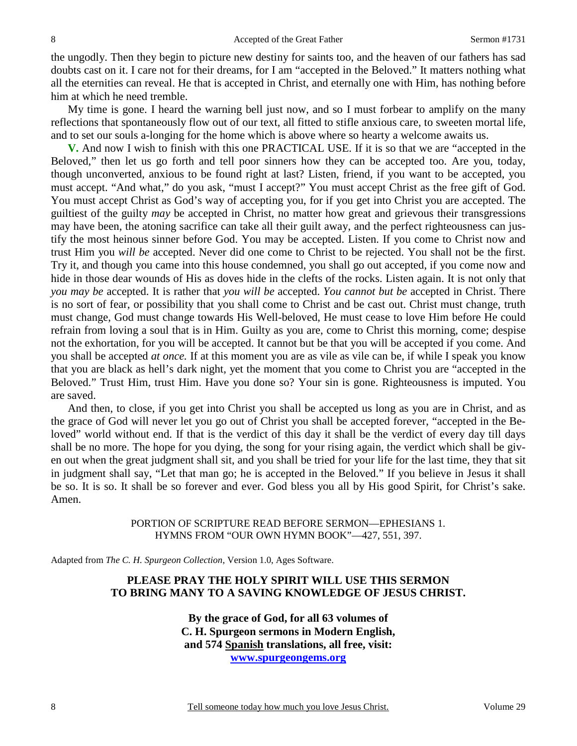the ungodly. Then they begin to picture new destiny for saints too, and the heaven of our fathers has sad doubts cast on it. I care not for their dreams, for I am "accepted in the Beloved." It matters nothing what all the eternities can reveal. He that is accepted in Christ, and eternally one with Him, has nothing before him at which he need tremble.

My time is gone. I heard the warning bell just now, and so I must forbear to amplify on the many reflections that spontaneously flow out of our text, all fitted to stifle anxious care, to sweeten mortal life, and to set our souls a-longing for the home which is above where so hearty a welcome awaits us.

**V.** And now I wish to finish with this one PRACTICAL USE. If it is so that we are "accepted in the Beloved," then let us go forth and tell poor sinners how they can be accepted too. Are you, today, though unconverted, anxious to be found right at last? Listen, friend, if you want to be accepted, you must accept. "And what," do you ask, "must I accept?" You must accept Christ as the free gift of God. You must accept Christ as God's way of accepting you, for if you get into Christ you are accepted. The guiltiest of the guilty *may* be accepted in Christ, no matter how great and grievous their transgressions may have been, the atoning sacrifice can take all their guilt away, and the perfect righteousness can justify the most heinous sinner before God. You may be accepted. Listen. If you come to Christ now and trust Him you *will be* accepted. Never did one come to Christ to be rejected. You shall not be the first. Try it, and though you came into this house condemned, you shall go out accepted, if you come now and hide in those dear wounds of His as doves hide in the clefts of the rocks. Listen again. It is not only that *you may be* accepted. It is rather that *you will be* accepted. *You cannot but be* accepted in Christ. There is no sort of fear, or possibility that you shall come to Christ and be cast out. Christ must change, truth must change, God must change towards His Well-beloved, He must cease to love Him before He could refrain from loving a soul that is in Him. Guilty as you are, come to Christ this morning, come; despise not the exhortation, for you will be accepted. It cannot but be that you will be accepted if you come. And you shall be accepted *at once.* If at this moment you are as vile as vile can be, if while I speak you know that you are black as hell's dark night, yet the moment that you come to Christ you are "accepted in the Beloved." Trust Him, trust Him. Have you done so? Your sin is gone. Righteousness is imputed. You are saved.

And then, to close, if you get into Christ you shall be accepted us long as you are in Christ, and as the grace of God will never let you go out of Christ you shall be accepted forever, "accepted in the Beloved" world without end. If that is the verdict of this day it shall be the verdict of every day till days shall be no more. The hope for you dying, the song for your rising again, the verdict which shall be given out when the great judgment shall sit, and you shall be tried for your life for the last time, they that sit in judgment shall say, "Let that man go; he is accepted in the Beloved." If you believe in Jesus it shall be so. It is so. It shall be so forever and ever. God bless you all by His good Spirit, for Christ's sake. Amen.

PORTION OF SCRIPTURE READ BEFORE SERMON—EPHESIANS 1.
HYMNS FROM "OUR OWN HYMN BOOK"—427, 551, 397.

Adapted from *The C. H. Spurgeon Collection,* Version 1.0, Ages Software.

**PLEASE PRAY THE HOLY SPIRIT WILL USE THIS SERMON TO BRING MANY TO A SAVING KNOWLEDGE OF JESUS CHRIST.**

**By the grace of God, for all 63 volumes of C. H. Spurgeon sermons in Modern English, and 574 Spanish translations, all free, visit: www.spurgeongems.org**